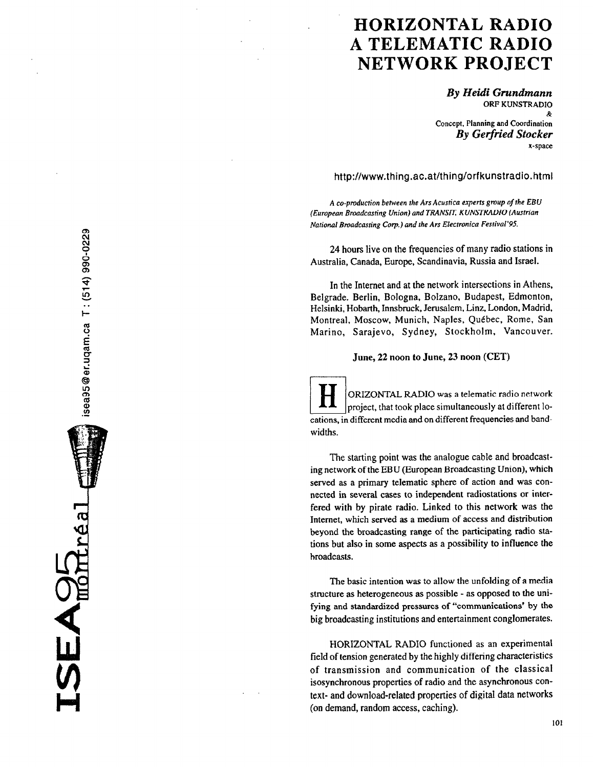# HORIZONTAL RADIO A TELEMATIC RADIO NETWORK PROJECT

***By Heidi Grundmann***
ORF KUNSTRADIO
&
Concept, Planning and Coordination
***By Gerfried Stocker***
x-space

http://www.thing.ac.at/thing/orfkunstradio.html

*A co-production between the Ars Acustica experts group of the EBU (European Broadcasting Union) and TRANSIT. KUNSTRADIO (Austrian National Broadcasting Corp.) and the Ars Electronica Festival'95.*

24 hours live on the frequencies of many radio stations in Australia, Canada, Europe, Scandinavia, Russia and Israel.

In the Internet and at the network intersections in Athens, Belgrade, Berlin, Bologna, Bolzano, Budapest, Edmonton, Helsinki, Hobarth, Innsbruck, Jerusalem, Linz, London, Madrid, Montreal, Moscow, Munich, Naples, Québec, Rome, San Marino, Sarajevo, Sydney, Stockholm, Vancouver.

**June, 22 noon to June, 23 noon (CET)**

HORIZONTAL RADIO was a telematic radio network project, that took place simultaneously at different locations, in different media and on different frequencies and bandwidths.

The starting point was the analogue cable and broadcasting network of the EBU (European Broadcasting Union), which served as a primary telematic sphere of action and was connected in several cases to independent radiostations or interfered with by pirate radio. Linked to this network was the Internet, which served as a medium of access and distribution beyond the broadcasting range of the participating radio stations but also in some aspects as a possibility to influence the broadcasts.

The basic intention was to allow the unfolding of a media structure as heterogeneous as possible - as opposed to the unifying and standardized pressures of "communications' by the big broadcasting institutions and entertainment conglomerates.

HORIZONTAL RADIO functioned as an experimental field of tension generated by the highly differing characteristics of transmission and communication of the classical isosynchronous properties of radio and the asynchronous context- and download-related properties of digital data networks (on demand, random access, caching).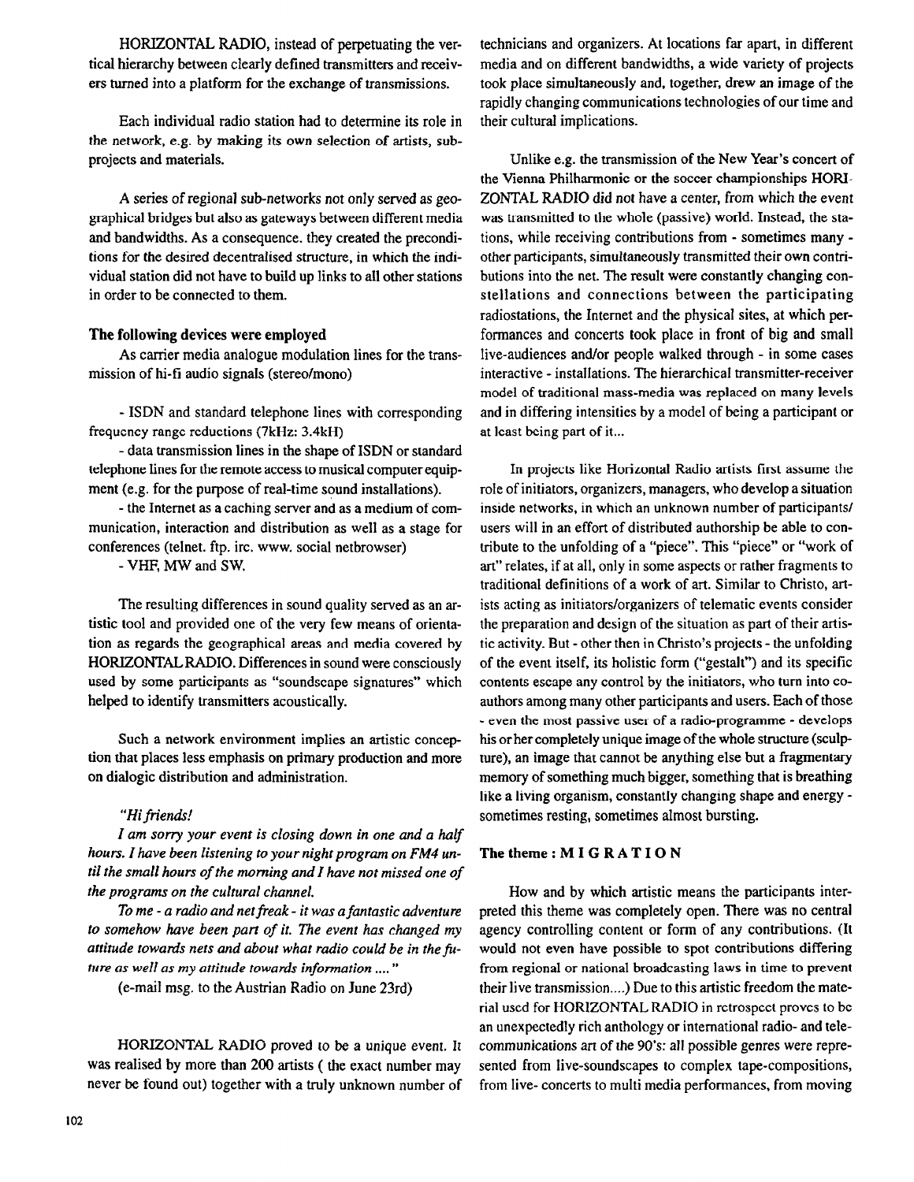HORIZONTAL RADIO, instead of perpetuating the vertical hierarchy between clearly defined transmitters and receivers turned into a platform for the exchange of transmissions.

Each individual radio station had to determine its role in the network, e.g. by making its own selection of artists, subprojects and materials.

A series of regional sub-networks not only served as geographical bridges but also as gateways between different media and bandwidths. As a consequence. they created the preconditions for the desired decentralised structure, in which the individual station did not have to build up links to all other stations in order to be connected to them.

**The following devices were employed**

As carrier media analogue modulation lines for the transmission of hi-fi audio signals (stereo/mono)

- ISDN and standard telephone lines with corresponding frequency range reductions (7kHz: 3.4kH)
- data transmission lines in the shape of ISDN or standard telephone lines for the remote access to musical computer equipment (e.g. for the purpose of real-time sound installations).
- the Internet as a caching server and as a medium of communication, interaction and distribution as well as a stage for conferences (telnet. ftp. irc. www. social netbrowser)
- VHF, MW and SW.

The resulting differences in sound quality served as an artistic tool and provided one of the very few means of orientation as regards the geographical areas and media covered by HORIZONTAL RADIO. Differences in sound were consciously used by some participants as "soundscape signatures" which helped to identify transmitters acoustically.

Such a network environment implies an artistic conception that places less emphasis on primary production and more on dialogic distribution and administration.

*"Hi friends!*

*I am sorry your event is closing down in one and a half hours. I have been listening to your night program on FM4 until the small hours of the morning and I have not missed one of the programs on the cultural channel.*

*To me - a radio and netfreak - it was a fantastic adventure to somehow have been part of it. The event has changed my attitude towards nets and about what radio could be in the future as well as my attitude towards information ...."*

(e-mail msg. to the Austrian Radio on June 23rd)

HORIZONTAL RADIO proved to be a unique event. It was realised by more than 200 artists ( the exact number may never be found out) together with a truly unknown number of technicians and organizers. At locations far apart, in different media and on different bandwidths, a wide variety of projects took place simultaneously and, together, drew an image of the rapidly changing communications technologies of our time and their cultural implications.

Unlike e.g. the transmission of the New Year's concert of the Vienna Philharmonic or the soccer championships HORIZONTAL RADIO did not have a center, from which the event was transmitted to the whole (passive) world. Instead, the stations, while receiving contributions from - sometimes many - other participants, simultaneously transmitted their own contributions into the net. The result were constantly changing constellations and connections between the participating radiostations, the Internet and the physical sites, at which performances and concerts took place in front of big and small live-audiences and/or people walked through - in some cases interactive - installations. The hierarchical transmitter-receiver model of traditional mass-media was replaced on many levels and in differing intensities by a model of being a participant or at least being part of it...

In projects like Horizontal Radio artists first assume the role of initiators, organizers, managers, who develop a situation inside networks, in which an unknown number of participants/users will in an effort of distributed authorship be able to contribute to the unfolding of a "piece". This "piece" or "work of art" relates, if at all, only in some aspects or rather fragments to traditional definitions of a work of art. Similar to Christo, artists acting as initiators/organizers of telematic events consider the preparation and design of the situation as part of their artistic activity. But - other then in Christo's projects - the unfolding of the event itself, its holistic form ("gestalt") and its specific contents escape any control by the initiators, who turn into co-authors among many other participants and users. Each of those - even the most passive user of a radio-programme - develops his or her completely unique image of the whole structure (sculpture), an image that cannot be anything else but a fragmentary memory of something much bigger, something that is breathing like a living organism, constantly changing shape and energy - sometimes resting, sometimes almost bursting.

**The theme : M I G R A T I O N**

How and by which artistic means the participants interpreted this theme was completely open. There was no central agency controlling content or form of any contributions. (It would not even have possible to spot contributions differing from regional or national broadcasting laws in time to prevent their live transmission....) Due to this artistic freedom the material used for HORIZONTAL RADIO in retrospect proves to be an unexpectedly rich anthology or international radio- and telecommunications art of the 90's: all possible genres were represented from live-soundscapes to complex tape-compositions, from live- concerts to multi media performances, from moving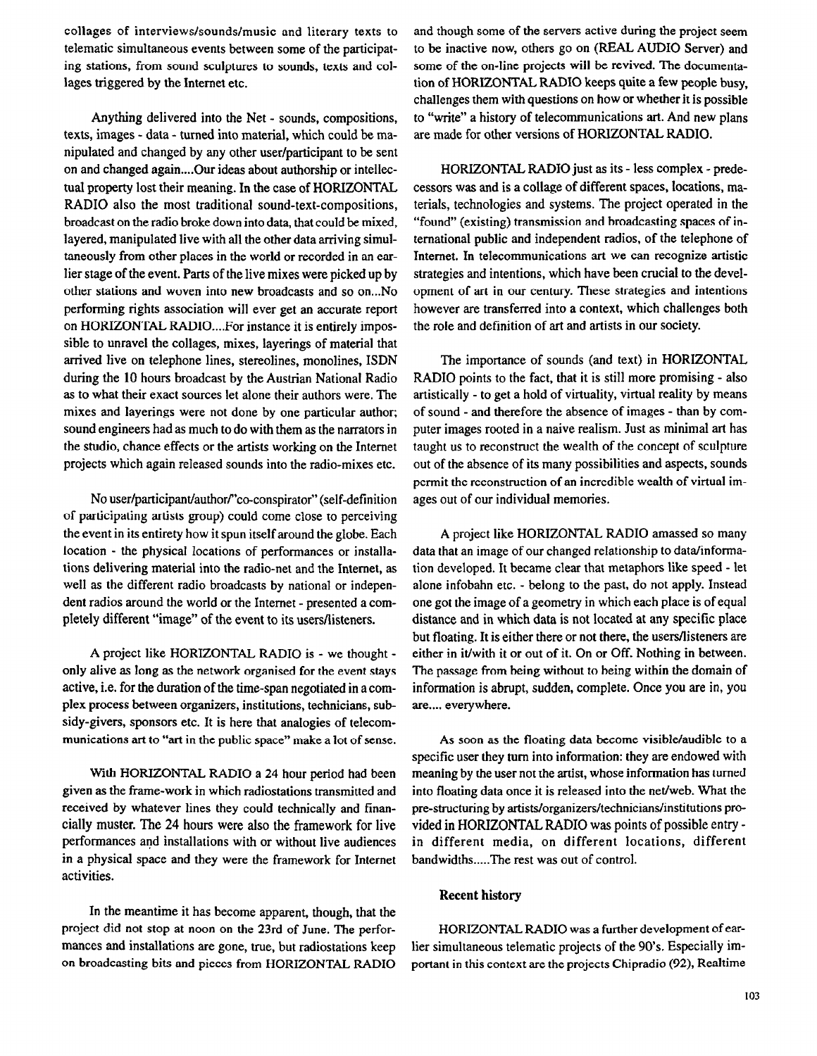collages of interviews/sounds/music and literary texts to telematic simultaneous events between some of the participating stations, from sound sculptures to sounds, texts and collages triggered by the Internet etc.

Anything delivered into the Net - sounds, compositions, texts, images - data - turned into material, which could be manipulated and changed by any other user/participant to be sent on and changed again....Our ideas about authorship or intellectual property lost their meaning. In the case of HORIZONTAL RADIO also the most traditional sound-text-compositions, broadcast on the radio broke down into data, that could be mixed, layered, manipulated live with all the other data arriving simultaneously from other places in the world or recorded in an earlier stage of the event. Parts of the live mixes were picked up by other stations and woven into new broadcasts and so on...No performing rights association will ever get an accurate report on HORIZONTAL RADIO....For instance it is entirely impossible to unravel the collages, mixes, layerings of material that arrived live on telephone lines, stereolines, monolines, ISDN during the 10 hours broadcast by the Austrian National Radio as to what their exact sources let alone their authors were. The mixes and layerings were not done by one particular author; sound engineers had as much to do with them as the narrators in the studio, chance effects or the artists working on the Internet projects which again released sounds into the radio-mixes etc.

No user/participant/author/"co-conspirator" (self-definition of participating artists group) could come close to perceiving the event in its entirety how it spun itself around the globe. Each location - the physical locations of performances or installations delivering material into the radio-net and the Internet, as well as the different radio broadcasts by national or independent radios around the world or the Internet - presented a completely different "image" of the event to its users/listeners.

A project like HORIZONTAL RADIO is - we thought - only alive as long as the network organised for the event stays active, i.e. for the duration of the time-span negotiated in a complex process between organizers, institutions, technicians, subsidy-givers, sponsors etc. It is here that analogies of telecommunications art to "art in the public space" make a lot of sense.

With HORIZONTAL RADIO a 24 hour period had been given as the frame-work in which radiostations transmitted and received by whatever lines they could technically and financially muster. The 24 hours were also the framework for live performances and installations with or without live audiences in a physical space and they were the framework for Internet activities.

In the meantime it has become apparent, though, that the project did not stop at noon on the 23rd of June. The performances and installations are gone, true, but radiostations keep on broadcasting bits and pieces from HORIZONTAL RADIO and though some of the servers active during the project seem to be inactive now, others go on (REAL AUDIO Server) and some of the on-line projects will be revived. The documentation of HORIZONTAL RADIO keeps quite a few people busy, challenges them with questions on how or whether it is possible to "write" a history of telecommunications art. And new plans are made for other versions of HORIZONTAL RADIO.

HORIZONTAL RADIO just as its - less complex - predecessors was and is a collage of different spaces, locations, materials, technologies and systems. The project operated in the "found" (existing) transmission and broadcasting spaces of international public and independent radios, of the telephone of Internet. In telecommunications art we can recognize artistic strategies and intentions, which have been crucial to the development of art in our century. These strategies and intentions however are transferred into a context, which challenges both the role and definition of art and artists in our society.

The importance of sounds (and text) in HORIZONTAL RADIO points to the fact, that it is still more promising - also artistically - to get a hold of virtuality, virtual reality by means of sound - and therefore the absence of images - than by computer images rooted in a naive realism. Just as minimal art has taught us to reconstruct the wealth of the concept of sculpture out of the absence of its many possibilities and aspects, sounds permit the reconstruction of an incredible wealth of virtual images out of our individual memories.

A project like HORIZONTAL RADIO amassed so many data that an image of our changed relationship to data/information developed. It became clear that metaphors like speed - let alone infobahn etc. - belong to the past, do not apply. Instead one got the image of a geometry in which each place is of equal distance and in which data is not located at any specific place but floating. It is either there or not there, the users/listeners are either in it/with it or out of it. On or Off. Nothing in between. The passage from being without to being within the domain of information is abrupt, sudden, complete. Once you are in, you are.... everywhere.

As soon as the floating data become visible/audible to a specific user they turn into information: they are endowed with meaning by the user not the artist, whose information has turned into floating data once it is released into the net/web. What the pre-structuring by artists/organizers/technicians/institutions provided in HORIZONTAL RADIO was points of possible entry - in different media, on different locations, different bandwidths.....The rest was out of control.

## Recent history

HORIZONTAL RADIO was a further development of earlier simultaneous telematic projects of the 90's. Especially important in this context are the projects Chipradio (92), Realtime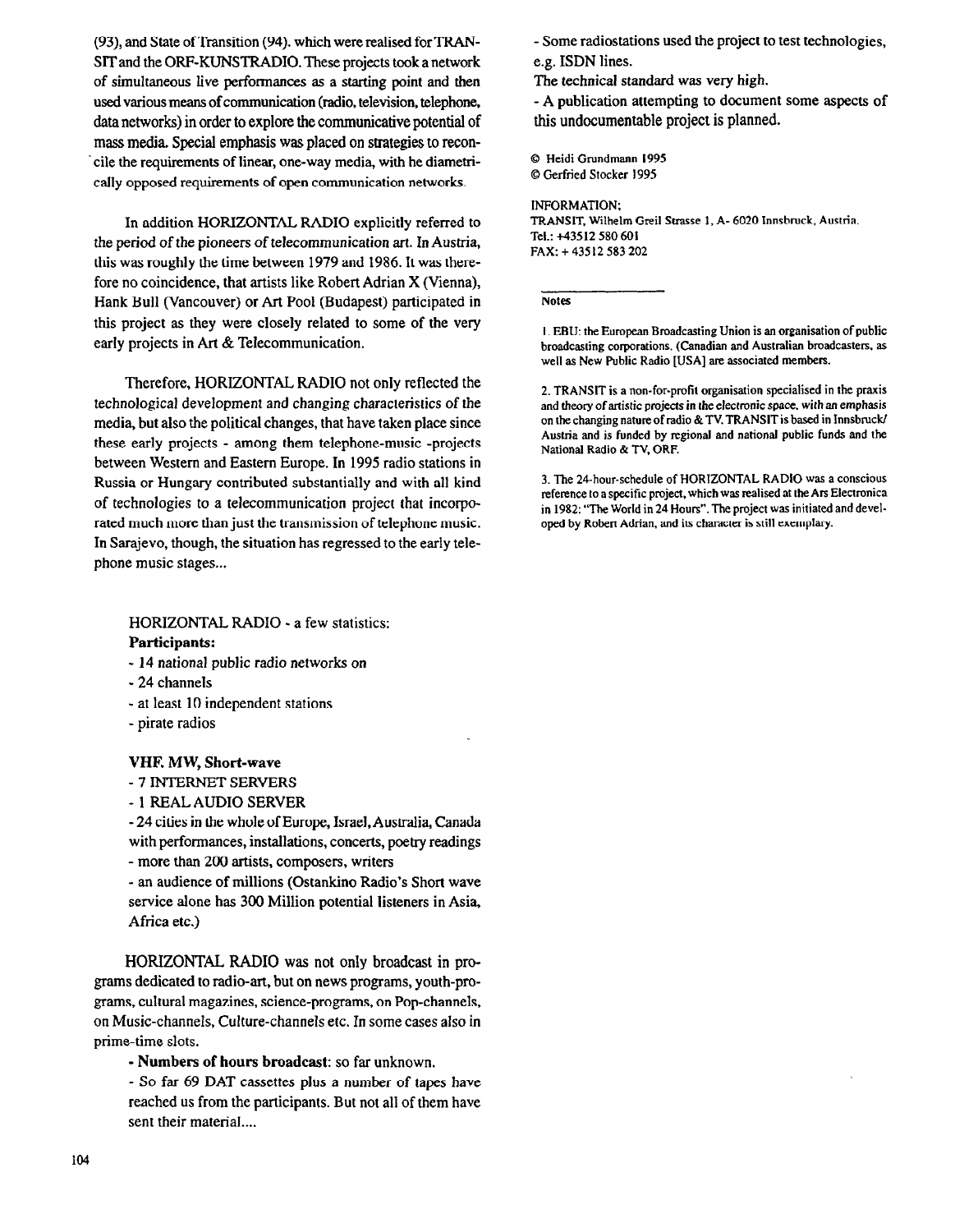(93), and State of Transition (94). which were realised for TRANSIT and the ORF-KUNSTRADIO. These projects took a network of simultaneous live performances as a starting point and then used various means of communication (radio, television, telephone, data networks) in order to explore the communicative potential of mass media. Special emphasis was placed on strategies to reconcile the requirements of linear, one-way media, with he diametrically opposed requirements of open communication networks.

In addition HORIZONTAL RADIO explicitly referred to the period of the pioneers of telecommunication art. In Austria, this was roughly the time between 1979 and 1986. It was therefore no coincidence, that artists like Robert Adrian X (Vienna), Hank Bull (Vancouver) or Art Pool (Budapest) participated in this project as they were closely related to some of the very early projects in Art & Telecommunication.

Therefore, HORIZONTAL RADIO not only reflected the technological development and changing characteristics of the media, but also the political changes, that have taken place since these early projects - among them telephone-music -projects between Western and Eastern Europe. In 1995 radio stations in Russia or Hungary contributed substantially and with all kind of technologies to a telecommunication project that incorporated much more than just the transmission of telephone music. In Sarajevo, though, the situation has regressed to the early telephone music stages...

HORIZONTAL RADIO - a few statistics:

**Participants:**

- 14 national public radio networks on
- 24 channels
- at least 10 independent stations
- pirate radios

**VHF, MW, Short-wave**

- 7 INTERNET SERVERS
- 1 REAL AUDIO SERVER
- 24 cities in the whole of Europe, Israel, Australia, Canada with performances, installations, concerts, poetry readings
- more than 200 artists, composers, writers
- an audience of millions (Ostankino Radio's Short wave service alone has 300 Million potential listeners in Asia, Africa etc.)

HORIZONTAL RADIO was not only broadcast in programs dedicated to radio-art, but on news programs, youth-programs, cultural magazines, science-programs, on Pop-channels, on Music-channels, Culture-channels etc. In some cases also in prime-time slots.

- **Numbers of hours broadcast**: so far unknown.
- So far 69 DAT cassettes plus a number of tapes have reached us from the participants. But not all of them have sent their material....
- Some radiostations used the project to test technologies, e.g. ISDN lines.

The technical standard was very high.

- A publication attempting to document some aspects of this undocumentable project is planned.

© Heidi Grundmann 1995
© Gerfried Stocker 1995

INFORMATION:
TRANSIT, Wilhelm Greil Strasse 1, A- 6020 Innsbruck, Austria.
Tel.: +43512 580 601
FAX: + 43512 583 202

**Notes**

1. EBU: the European Broadcasting Union is an organisation of public broadcasting corporations. (Canadian and Australian broadcasters, as well as New Public Radio [USA] are associated members.

2. TRANSIT is a non-for-profit organisation specialised in the praxis and theory of artistic projects in the electronic space, with an emphasis on the changing nature of radio & TV. TRANSIT is based in Innsbruck/Austria and is funded by regional and national public funds and the National Radio & TV, ORF.

3. The 24-hour-schedule of HORIZONTAL RADIO was a conscious reference to a specific project, which was realised at the Ars Electronica in 1982: "The World in 24 Hours". The project was initiated and developed by Robert Adrian, and its character is still exemplary.